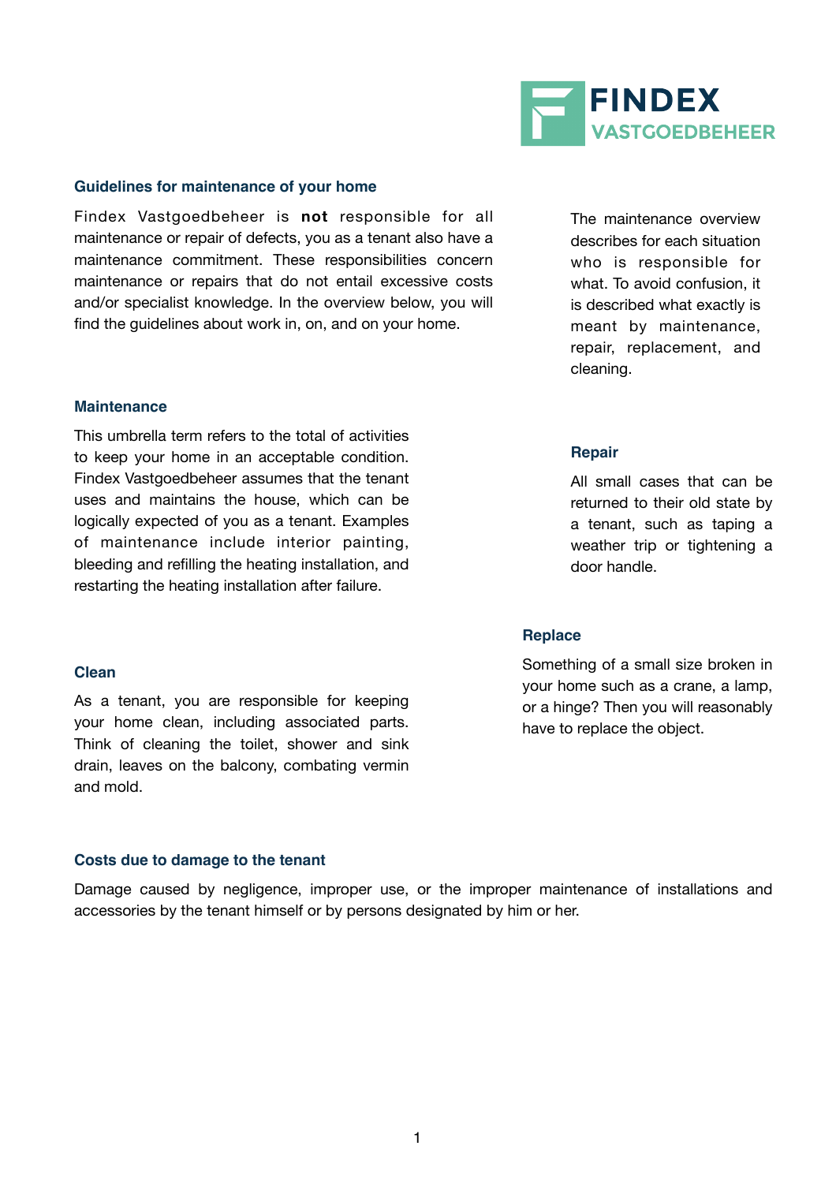FINDEX VASTGOEDBEHEER

## Guidelines for maintenance of your home

Findex Vastgoedbeheer is **not** responsible for all maintenance or repair of defects, you as a tenant also have a maintenance commitment. These responsibilities concern maintenance or repairs that do not entail excessive costs and/or specialist knowledge. In the overview below, you will find the guidelines about work in, on, and on your home.

The maintenance overview describes for each situation who is responsible for what. To avoid confusion, it is described what exactly is meant by maintenance, repair, replacement, and cleaning.

### Maintenance

This umbrella term refers to the total of activities to keep your home in an acceptable condition. Findex Vastgoedbeheer assumes that the tenant uses and maintains the house, which can be logically expected of you as a tenant. Examples of maintenance include interior painting, bleeding and refilling the heating installation, and restarting the heating installation after failure.

### Repair

All small cases that can be returned to their old state by a tenant, such as taping a weather trip or tightening a door handle.

### Replace

Something of a small size broken in your home such as a crane, a lamp, or a hinge? Then you will reasonably have to replace the object.

### Clean

As a tenant, you are responsible for keeping your home clean, including associated parts. Think of cleaning the toilet, shower and sink drain, leaves on the balcony, combating vermin and mold.

### Costs due to damage to the tenant

Damage caused by negligence, improper use, or the improper maintenance of installations and accessories by the tenant himself or by persons designated by him or her.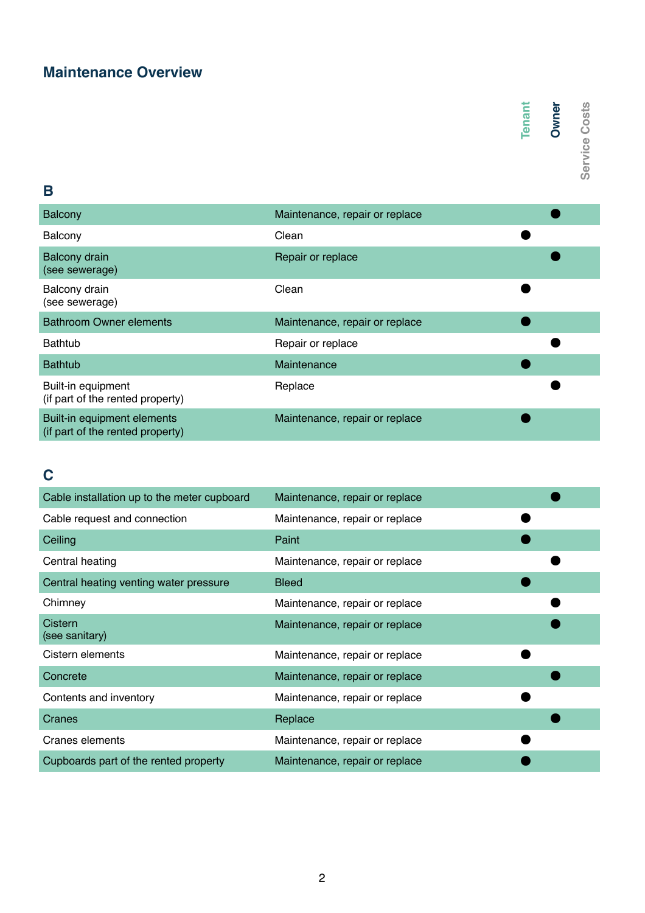## Maintenance Overview

| | | Tenant | Owner | Service Costs |
|---|---|---|---|---|

### B

| Item | Action | Tenant | Owner | Service Costs |
|---|---|---|---|---|
| Balcony | Maintenance, repair or replace | | ● | |
| Balcony | Clean | ● | | |
| Balcony drain (see sewerage) | Repair or replace | | ● | |
| Balcony drain (see sewerage) | Clean | ● | | |
| Bathroom Owner elements | Maintenance, repair or replace | ● | | |
| Bathtub | Repair or replace | | ● | |
| Bathtub | Maintenance | ● | | |
| Built-in equipment (if part of the rented property) | Replace | | ● | |
| Built-in equipment elements (if part of the rented property) | Maintenance, repair or replace | ● | | |

### C

| Item | Action | Tenant | Owner | Service Costs |
|---|---|---|---|---|
| Cable installation up to the meter cupboard | Maintenance, repair or replace | | ● | |
| Cable request and connection | Maintenance, repair or replace | ● | | |
| Ceiling | Paint | ● | | |
| Central heating | Maintenance, repair or replace | | ● | |
| Central heating venting water pressure | Bleed | ● | | |
| Chimney | Maintenance, repair or replace | | ● | |
| Cistern (see sanitary) | Maintenance, repair or replace | | ● | |
| Cistern elements | Maintenance, repair or replace | ● | | |
| Concrete | Maintenance, repair or replace | | ● | |
| Contents and inventory | Maintenance, repair or replace | ● | | |
| Cranes | Replace | | ● | |
| Cranes elements | Maintenance, repair or replace | ● | | |
| Cupboards part of the rented property | Maintenance, repair or replace | ● | | |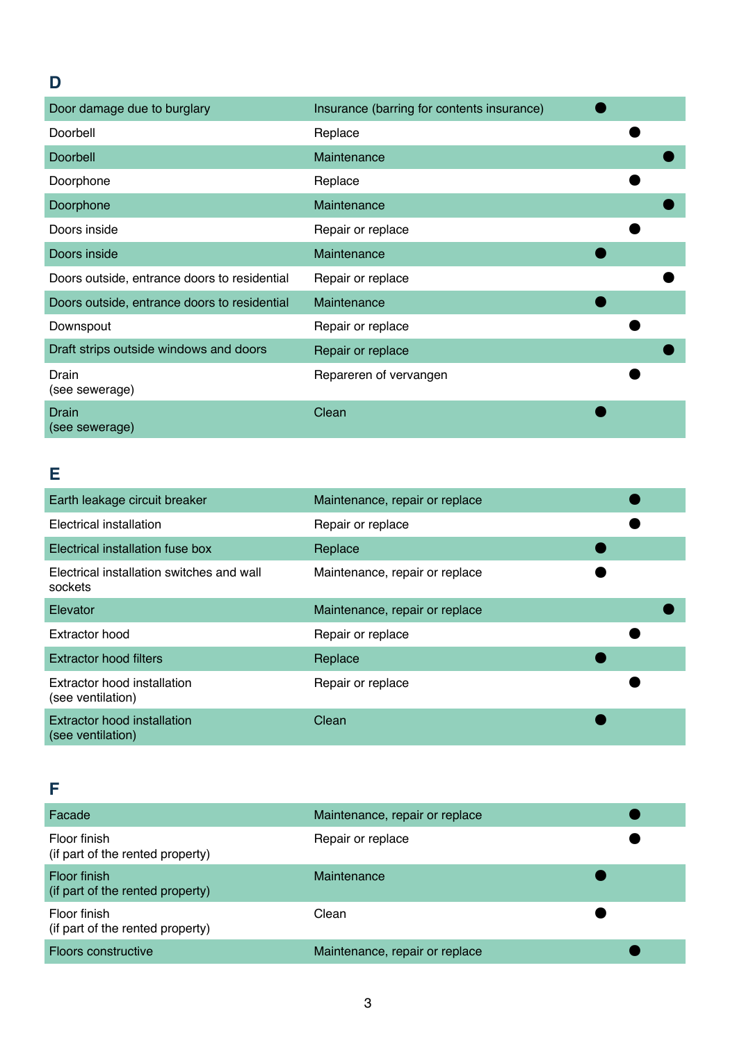## D

| | | | | |
|---|---|---|---|---|
| Door damage due to burglary | Insurance (barring for contents insurance) | ● | | |
| Doorbell | Replace | | ● | |
| Doorbell | Maintenance | | | ● |
| Doorphone | Replace | | ● | |
| Doorphone | Maintenance | | | ● |
| Doors inside | Repair or replace | | ● | |
| Doors inside | Maintenance | ● | | |
| Doors outside, entrance doors to residential | Repair or replace | | | ● |
| Doors outside, entrance doors to residential | Maintenance | ● | | |
| Downspout | Repair or replace | | ● | |
| Draft strips outside windows and doors | Repair or replace | | | ● |
| Drain<br>(see sewerage) | Repareren of vervangen | | ● | |
| Drain<br>(see sewerage) | Clean | ● | | |

## E

| | | | | |
|---|---|---|---|---|
| Earth leakage circuit breaker | Maintenance, repair or replace | | ● | |
| Electrical installation | Repair or replace | | ● | |
| Electrical installation fuse box | Replace | ● | | |
| Electrical installation switches and wall sockets | Maintenance, repair or replace | ● | | |
| Elevator | Maintenance, repair or replace | | | ● |
| Extractor hood | Repair or replace | | ● | |
| Extractor hood filters | Replace | ● | | |
| Extractor hood installation<br>(see ventilation) | Repair or replace | | ● | |
| Extractor hood installation<br>(see ventilation) | Clean | ● | | |

## F

| | | | | |
|---|---|---|---|---|
| Facade | Maintenance, repair or replace | | ● | |
| Floor finish<br>(if part of the rented property) | Repair or replace | | ● | |
| Floor finish<br>(if part of the rented property) | Maintenance | ● | | |
| Floor finish<br>(if part of the rented property) | Clean | ● | | |
| Floors constructive | Maintenance, repair or replace | | ● | |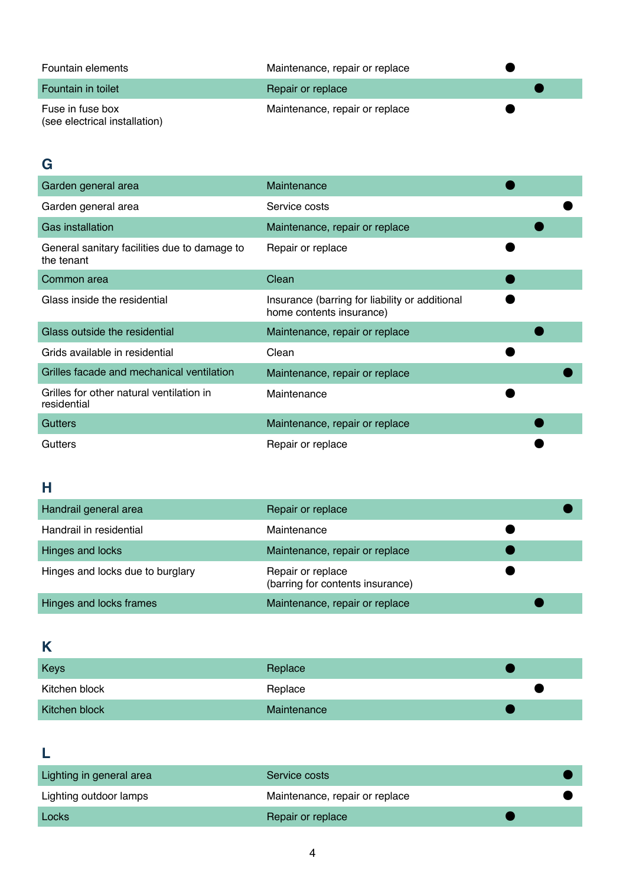| | | | | |
|---|---|---|---|---|
| Fountain elements | Maintenance, repair or replace | ● | | |
| Fountain in toilet | Repair or replace | | ● | |
| Fuse in fuse box (see electrical installation) | Maintenance, repair or replace | ● | | |

## G

| | | | | |
|---|---|---|---|---|
| Garden general area | Maintenance | ● | | |
| Garden general area | Service costs | | | ● |
| Gas installation | Maintenance, repair or replace | | ● | |
| General sanitary facilities due to damage to the tenant | Repair or replace | ● | | |
| Common area | Clean | ● | | |
| Glass inside the residential | Insurance (barring for liability or additional home contents insurance) | ● | | |
| Glass outside the residential | Maintenance, repair or replace | | ● | |
| Grids available in residential | Clean | ● | | |
| Grilles facade and mechanical ventilation | Maintenance, repair or replace | | | ● |
| Grilles for other natural ventilation in residential | Maintenance | ● | | |
| Gutters | Maintenance, repair or replace | | ● | |
| Gutters | Repair or replace | | ● | |

## H

| | | | | |
|---|---|---|---|---|
| Handrail general area | Repair or replace | | | ● |
| Handrail in residential | Maintenance | ● | | |
| Hinges and locks | Maintenance, repair or replace | ● | | |
| Hinges and locks due to burglary | Repair or replace (barring for contents insurance) | ● | | |
| Hinges and locks frames | Maintenance, repair or replace | | ● | |

## K

| | | | | |
|---|---|---|---|---|
| Keys | Replace | ● | | |
| Kitchen block | Replace | | ● | |
| Kitchen block | Maintenance | ● | | |

## L

| | | | | |
|---|---|---|---|---|
| Lighting in general area | Service costs | | | ● |
| Lighting outdoor lamps | Maintenance, repair or replace | | | ● |
| Locks | Repair or replace | ● | | |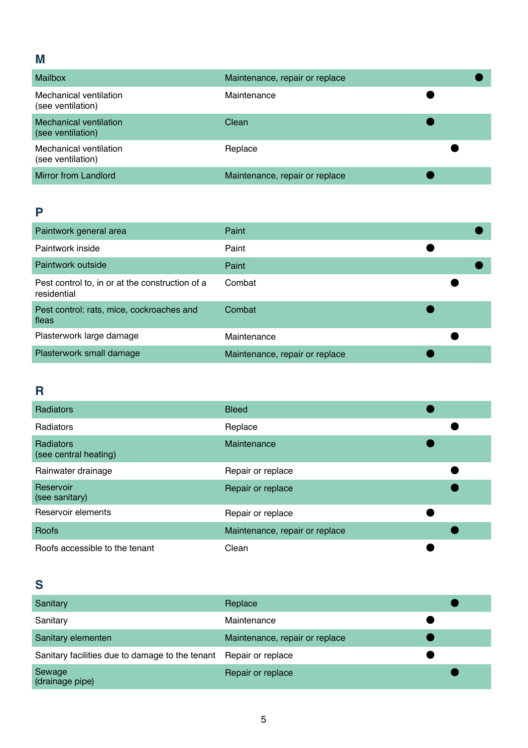## M

| | | | | |
|---|---|---|---|---|
| Mailbox | Maintenance, repair or replace | | | ● |
| Mechanical ventilation (see ventilation) | Maintenance | ● | | |
| Mechanical ventilation (see ventilation) | Clean | ● | | |
| Mechanical ventilation (see ventilation) | Replace | | ● | |
| Mirror from Landlord | Maintenance, repair or replace | ● | | |

## P

| | | | | |
|---|---|---|---|---|
| Paintwork general area | Paint | | | ● |
| Paintwork inside | Paint | ● | | |
| Paintwork outside | Paint | | | ● |
| Pest control to, in or at the construction of a residential | Combat | | ● | |
| Pest control: rats, mice, cockroaches and fleas | Combat | ● | | |
| Plasterwork large damage | Maintenance | | ● | |
| Plasterwork small damage | Maintenance, repair or replace | ● | | |

## R

| | | | | |
|---|---|---|---|---|
| Radiators | Bleed | ● | | |
| Radiators | Replace | | ● | |
| Radiators (see central heating) | Maintenance | ● | | |
| Rainwater drainage | Repair or replace | | ● | |
| Reservoir (see sanitary) | Repair or replace | | ● | |
| Reservoir elements | Repair or replace | ● | | |
| Roofs | Maintenance, repair or replace | | ● | |
| Roofs accessible to the tenant | Clean | ● | | |

## S

| | | | | |
|---|---|---|---|---|
| Sanitary | Replace | | ● | |
| Sanitary | Maintenance | ● | | |
| Sanitary elementen | Maintenance, repair or replace | ● | | |
| Sanitary facilities due to damage to the tenant | Repair or replace | ● | | |
| Sewage (drainage pipe) | Repair or replace | | ● | |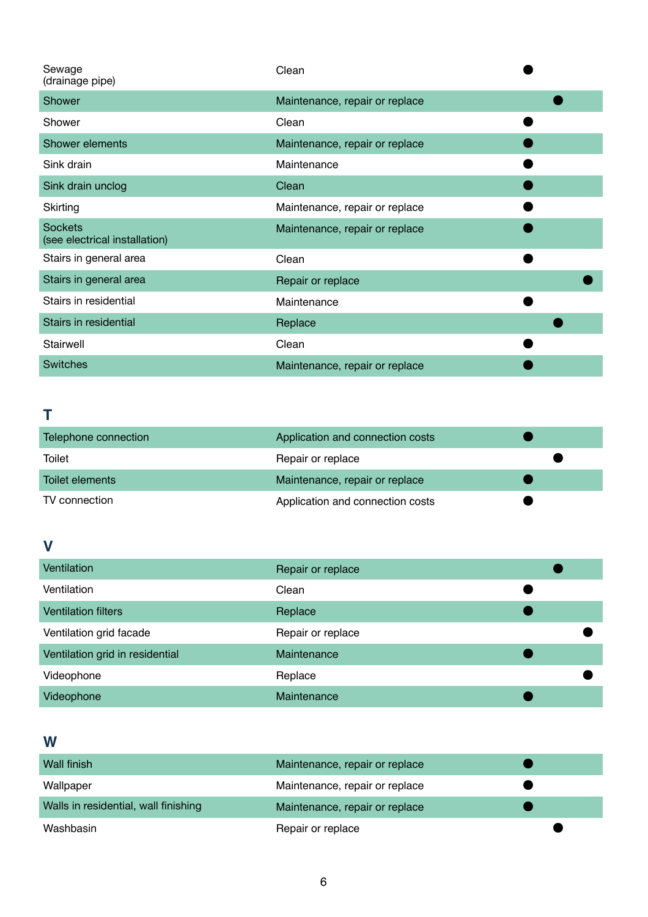| | | | | |
|---|---|---|---|---|
| Sewage (drainage pipe) | Clean | ● | | |
| Shower | Maintenance, repair or replace | | ● | |
| Shower | Clean | ● | | |
| Shower elements | Maintenance, repair or replace | ● | | |
| Sink drain | Maintenance | ● | | |
| Sink drain unclog | Clean | ● | | |
| Skirting | Maintenance, repair or replace | ● | | |
| Sockets (see electrical installation) | Maintenance, repair or replace | ● | | |
| Stairs in general area | Clean | ● | | |
| Stairs in general area | Repair or replace | | | ● |
| Stairs in residential | Maintenance | ● | | |
| Stairs in residential | Replace | | ● | |
| Stairwell | Clean | ● | | |
| Switches | Maintenance, repair or replace | ● | | |

## T

| | | | | |
|---|---|---|---|---|
| Telephone connection | Application and connection costs | ● | | |
| Toilet | Repair or replace | | ● | |
| Toilet elements | Maintenance, repair or replace | ● | | |
| TV connection | Application and connection costs | ● | | |

## V

| | | | | |
|---|---|---|---|---|
| Ventilation | Repair or replace | | ● | |
| Ventilation | Clean | ● | | |
| Ventilation filters | Replace | ● | | |
| Ventilation grid facade | Repair or replace | | | ● |
| Ventilation grid in residential | Maintenance | ● | | |
| Videophone | Replace | | | ● |
| Videophone | Maintenance | ● | | |

## W

| | | | | |
|---|---|---|---|---|
| Wall finish | Maintenance, repair or replace | ● | | |
| Wallpaper | Maintenance, repair or replace | ● | | |
| Walls in residential, wall finishing | Maintenance, repair or replace | ● | | |
| Washbasin | Repair or replace | | ● | |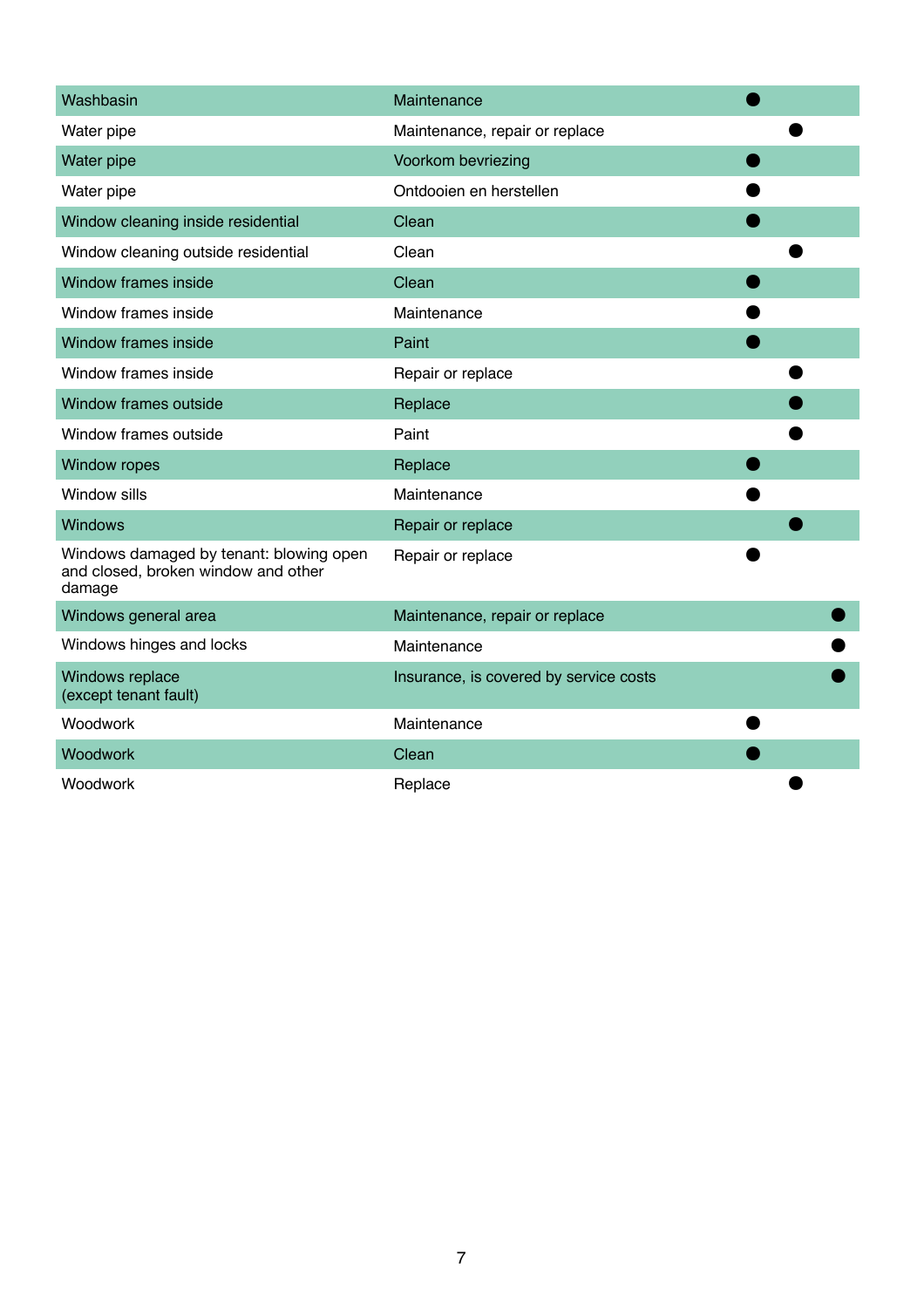| | | | | |
|---|---|---|---|---|
| Washbasin | Maintenance | ● | | |
| Water pipe | Maintenance, repair or replace | | ● | |
| Water pipe | Voorkom bevriezing | ● | | |
| Water pipe | Ontdooien en herstellen | ● | | |
| Window cleaning inside residential | Clean | ● | | |
| Window cleaning outside residential | Clean | | ● | |
| Window frames inside | Clean | ● | | |
| Window frames inside | Maintenance | ● | | |
| Window frames inside | Paint | ● | | |
| Window frames inside | Repair or replace | | ● | |
| Window frames outside | Replace | | ● | |
| Window frames outside | Paint | | ● | |
| Window ropes | Replace | ● | | |
| Window sills | Maintenance | ● | | |
| Windows | Repair or replace | | ● | |
| Windows damaged by tenant: blowing open and closed, broken window and other damage | Repair or replace | ● | | |
| Windows general area | Maintenance, repair or replace | | | ● |
| Windows hinges and locks | Maintenance | | | ● |
| Windows replace (except tenant fault) | Insurance, is covered by service costs | | | ● |
| Woodwork | Maintenance | ● | | |
| Woodwork | Clean | ● | | |
| Woodwork | Replace | | ● | |